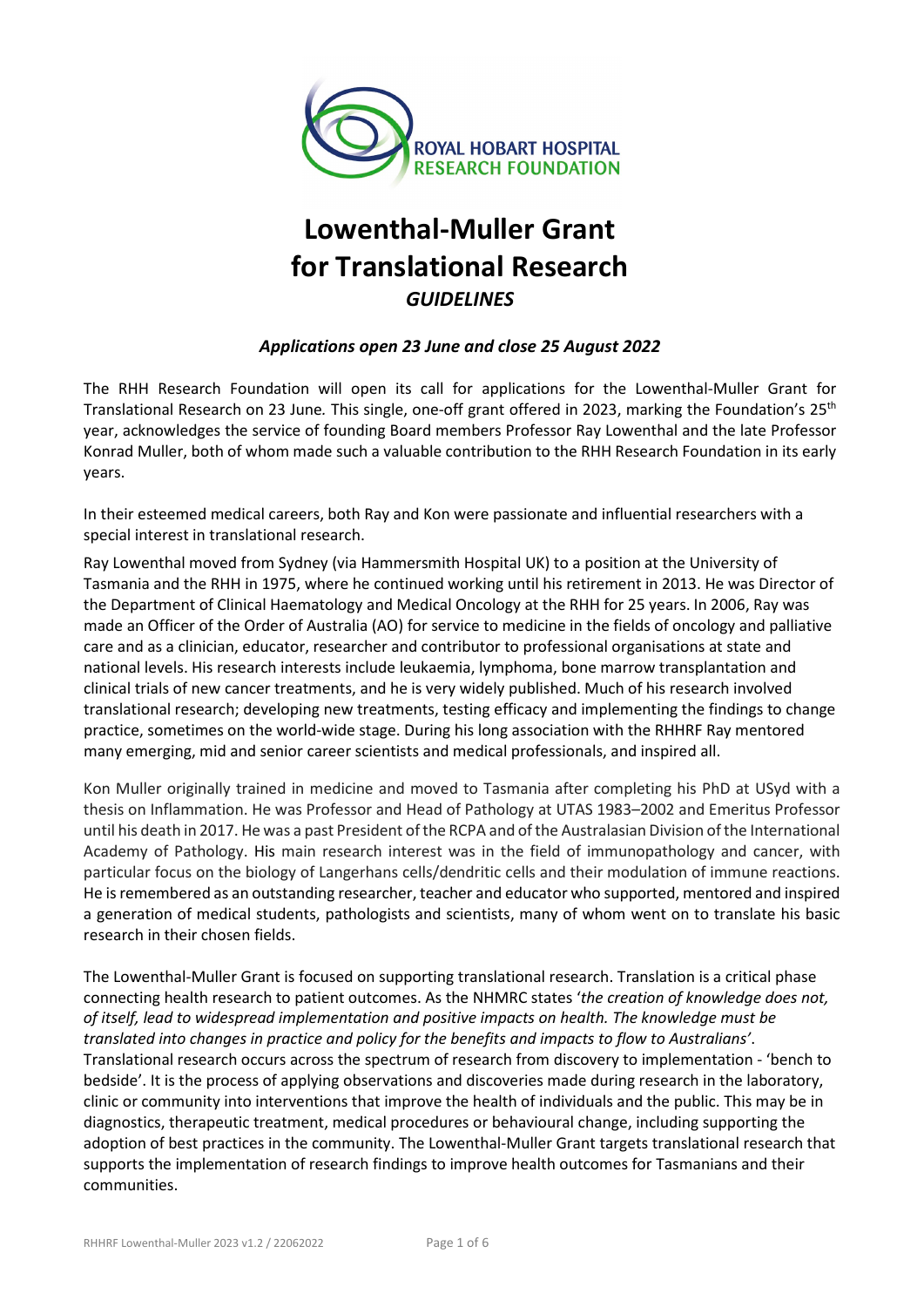# Lowenthal-Muller Grant for Translational Research

## *GUIDELINES*

***Applications open 23 June and close 25 August 2022***

The RHH Research Foundation will open its call for applications for the Lowenthal-Muller Grant for Translational Research on 23 June. This single, one-off grant offered in 2023, marking the Foundation's 25th year, acknowledges the service of founding Board members Professor Ray Lowenthal and the late Professor Konrad Muller, both of whom made such a valuable contribution to the RHH Research Foundation in its early years.

In their esteemed medical careers, both Ray and Kon were passionate and influential researchers with a special interest in translational research.

Ray Lowenthal moved from Sydney (via Hammersmith Hospital UK) to a position at the University of Tasmania and the RHH in 1975, where he continued working until his retirement in 2013. He was Director of the Department of Clinical Haematology and Medical Oncology at the RHH for 25 years. In 2006, Ray was made an Officer of the Order of Australia (AO) for service to medicine in the fields of oncology and palliative care and as a clinician, educator, researcher and contributor to professional organisations at state and national levels. His research interests include leukaemia, lymphoma, bone marrow transplantation and clinical trials of new cancer treatments, and he is very widely published. Much of his research involved translational research; developing new treatments, testing efficacy and implementing the findings to change practice, sometimes on the world-wide stage. During his long association with the RHHRF Ray mentored many emerging, mid and senior career scientists and medical professionals, and inspired all.

Kon Muller originally trained in medicine and moved to Tasmania after completing his PhD at USyd with a thesis on Inflammation. He was Professor and Head of Pathology at UTAS 1983–2002 and Emeritus Professor until his death in 2017. He was a past President of the RCPA and of the Australasian Division of the International Academy of Pathology. His main research interest was in the field of immunopathology and cancer, with particular focus on the biology of Langerhans cells/dendritic cells and their modulation of immune reactions. He is remembered as an outstanding researcher, teacher and educator who supported, mentored and inspired a generation of medical students, pathologists and scientists, many of whom went on to translate his basic research in their chosen fields.

The Lowenthal-Muller Grant is focused on supporting translational research. Translation is a critical phase connecting health research to patient outcomes. As the NHMRC states '*the creation of knowledge does not, of itself, lead to widespread implementation and positive impacts on health. The knowledge must be translated into changes in practice and policy for the benefits and impacts to flow to Australians'*. Translational research occurs across the spectrum of research from discovery to implementation - 'bench to bedside'. It is the process of applying observations and discoveries made during research in the laboratory, clinic or community into interventions that improve the health of individuals and the public. This may be in diagnostics, therapeutic treatment, medical procedures or behavioural change, including supporting the adoption of best practices in the community. The Lowenthal-Muller Grant targets translational research that supports the implementation of research findings to improve health outcomes for Tasmanians and their communities.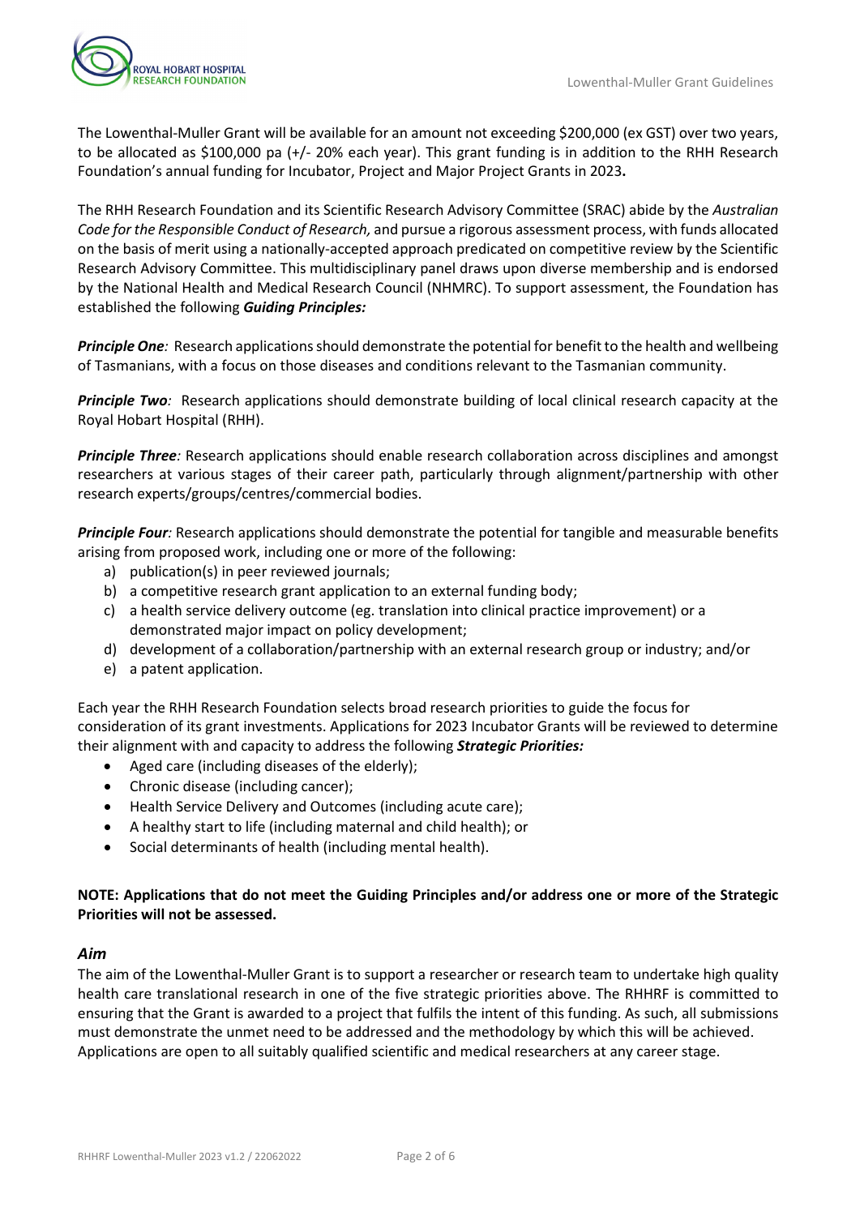The Lowenthal-Muller Grant will be available for an amount not exceeding $200,000 (ex GST) over two years, to be allocated as $100,000 pa (+/- 20% each year). This grant funding is in addition to the RHH Research Foundation's annual funding for Incubator, Project and Major Project Grants in 2023**.**

The RHH Research Foundation and its Scientific Research Advisory Committee (SRAC) abide by the *Australian Code for the Responsible Conduct of Research,* and pursue a rigorous assessment process, with funds allocated on the basis of merit using a nationally-accepted approach predicated on competitive review by the Scientific Research Advisory Committee. This multidisciplinary panel draws upon diverse membership and is endorsed by the National Health and Medical Research Council (NHMRC). To support assessment, the Foundation has established the following ***Guiding Principles:***

***Principle One**:* Research applications should demonstrate the potential for benefit to the health and wellbeing of Tasmanians, with a focus on those diseases and conditions relevant to the Tasmanian community.

***Principle Two**:* Research applications should demonstrate building of local clinical research capacity at the Royal Hobart Hospital (RHH).

***Principle Three**:* Research applications should enable research collaboration across disciplines and amongst researchers at various stages of their career path, particularly through alignment/partnership with other research experts/groups/centres/commercial bodies.

***Principle Four**:* Research applications should demonstrate the potential for tangible and measurable benefits arising from proposed work, including one or more of the following:

a) publication(s) in peer reviewed journals;
b) a competitive research grant application to an external funding body;
c) a health service delivery outcome (eg. translation into clinical practice improvement) or a demonstrated major impact on policy development;
d) development of a collaboration/partnership with an external research group or industry; and/or
e) a patent application.

Each year the RHH Research Foundation selects broad research priorities to guide the focus for consideration of its grant investments. Applications for 2023 Incubator Grants will be reviewed to determine their alignment with and capacity to address the following ***Strategic Priorities:***

- Aged care (including diseases of the elderly);
- Chronic disease (including cancer);
- Health Service Delivery and Outcomes (including acute care);
- A healthy start to life (including maternal and child health); or
- Social determinants of health (including mental health).

**NOTE: Applications that do not meet the Guiding Principles and/or address one or more of the Strategic Priorities will not be assessed.**

### *Aim*

The aim of the Lowenthal-Muller Grant is to support a researcher or research team to undertake high quality health care translational research in one of the five strategic priorities above. The RHHRF is committed to ensuring that the Grant is awarded to a project that fulfils the intent of this funding. As such, all submissions must demonstrate the unmet need to be addressed and the methodology by which this will be achieved. Applications are open to all suitably qualified scientific and medical researchers at any career stage.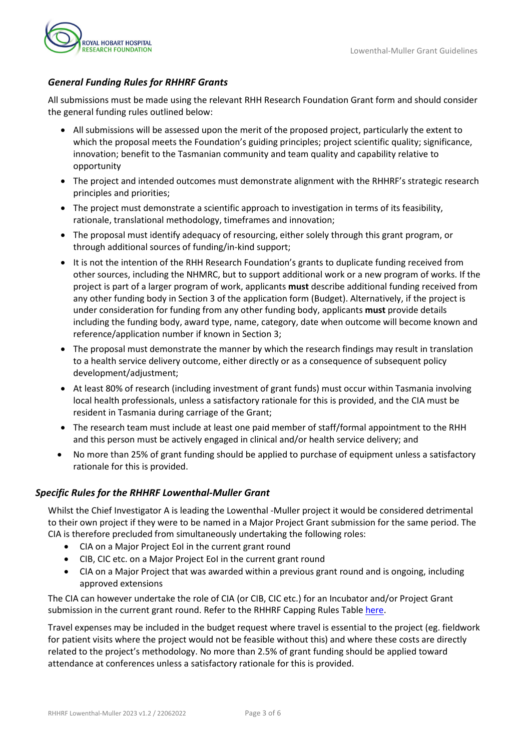### *General Funding Rules for RHHRF Grants*

All submissions must be made using the relevant RHH Research Foundation Grant form and should consider the general funding rules outlined below:

- All submissions will be assessed upon the merit of the proposed project, particularly the extent to which the proposal meets the Foundation's guiding principles; project scientific quality; significance, innovation; benefit to the Tasmanian community and team quality and capability relative to opportunity
- The project and intended outcomes must demonstrate alignment with the RHHRF's strategic research principles and priorities;
- The project must demonstrate a scientific approach to investigation in terms of its feasibility, rationale, translational methodology, timeframes and innovation;
- The proposal must identify adequacy of resourcing, either solely through this grant program, or through additional sources of funding/in-kind support;
- It is not the intention of the RHH Research Foundation's grants to duplicate funding received from other sources, including the NHMRC, but to support additional work or a new program of works. If the project is part of a larger program of work, applicants **must** describe additional funding received from any other funding body in Section 3 of the application form (Budget). Alternatively, if the project is under consideration for funding from any other funding body, applicants **must** provide details including the funding body, award type, name, category, date when outcome will become known and reference/application number if known in Section 3;
- The proposal must demonstrate the manner by which the research findings may result in translation to a health service delivery outcome, either directly or as a consequence of subsequent policy development/adjustment;
- At least 80% of research (including investment of grant funds) must occur within Tasmania involving local health professionals, unless a satisfactory rationale for this is provided, and the CIA must be resident in Tasmania during carriage of the Grant;
- The research team must include at least one paid member of staff/formal appointment to the RHH and this person must be actively engaged in clinical and/or health service delivery; and
- No more than 25% of grant funding should be applied to purchase of equipment unless a satisfactory rationale for this is provided.

### *Specific Rules for the RHHRF Lowenthal-Muller Grant*

Whilst the Chief Investigator A is leading the Lowenthal -Muller project it would be considered detrimental to their own project if they were to be named in a Major Project Grant submission for the same period. The CIA is therefore precluded from simultaneously undertaking the following roles:

- CIA on a Major Project EoI in the current grant round
- CIB, CIC etc. on a Major Project EoI in the current grant round
- CIA on a Major Project that was awarded within a previous grant round and is ongoing, including approved extensions

The CIA can however undertake the role of CIA (or CIB, CIC etc.) for an Incubator and/or Project Grant submission in the current grant round. Refer to the RHHRF Capping Rules Table here.

Travel expenses may be included in the budget request where travel is essential to the project (eg. fieldwork for patient visits where the project would not be feasible without this) and where these costs are directly related to the project's methodology. No more than 2.5% of grant funding should be applied toward attendance at conferences unless a satisfactory rationale for this is provided.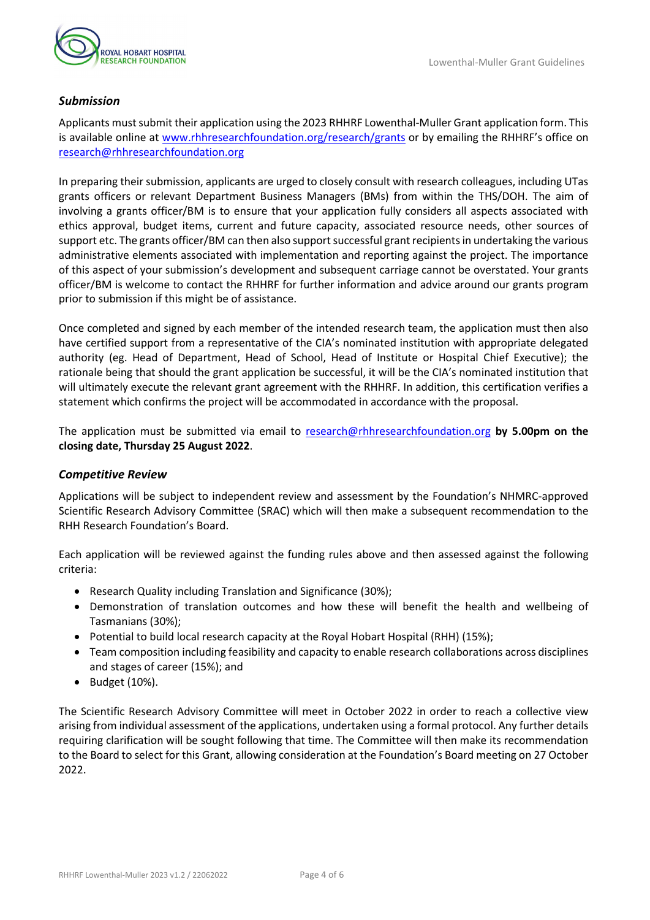### *Submission*

Applicants must submit their application using the 2023 RHHRF Lowenthal-Muller Grant application form. This is available online at [www.rhhresearchfoundation.org/research/grants](www.rhhresearchfoundation.org/research/grants) or by emailing the RHHRF's office on [research@rhhresearchfoundation.org](mailto:research@rhhresearchfoundation.org)

In preparing their submission, applicants are urged to closely consult with research colleagues, including UTas grants officers or relevant Department Business Managers (BMs) from within the THS/DOH. The aim of involving a grants officer/BM is to ensure that your application fully considers all aspects associated with ethics approval, budget items, current and future capacity, associated resource needs, other sources of support etc. The grants officer/BM can then also support successful grant recipients in undertaking the various administrative elements associated with implementation and reporting against the project. The importance of this aspect of your submission's development and subsequent carriage cannot be overstated. Your grants officer/BM is welcome to contact the RHHRF for further information and advice around our grants program prior to submission if this might be of assistance.

Once completed and signed by each member of the intended research team, the application must then also have certified support from a representative of the CIA's nominated institution with appropriate delegated authority (eg. Head of Department, Head of School, Head of Institute or Hospital Chief Executive); the rationale being that should the grant application be successful, it will be the CIA's nominated institution that will ultimately execute the relevant grant agreement with the RHHRF. In addition, this certification verifies a statement which confirms the project will be accommodated in accordance with the proposal.

The application must be submitted via email to [research@rhhresearchfoundation.org](mailto:research@rhhresearchfoundation.org) **by 5.00pm on the closing date, Thursday 25 August 2022**.

### *Competitive Review*

Applications will be subject to independent review and assessment by the Foundation's NHMRC-approved Scientific Research Advisory Committee (SRAC) which will then make a subsequent recommendation to the RHH Research Foundation's Board.

Each application will be reviewed against the funding rules above and then assessed against the following criteria:

- Research Quality including Translation and Significance (30%);
- Demonstration of translation outcomes and how these will benefit the health and wellbeing of Tasmanians (30%);
- Potential to build local research capacity at the Royal Hobart Hospital (RHH) (15%);
- Team composition including feasibility and capacity to enable research collaborations across disciplines and stages of career (15%); and
- Budget (10%).

The Scientific Research Advisory Committee will meet in October 2022 in order to reach a collective view arising from individual assessment of the applications, undertaken using a formal protocol. Any further details requiring clarification will be sought following that time. The Committee will then make its recommendation to the Board to select for this Grant, allowing consideration at the Foundation's Board meeting on 27 October 2022.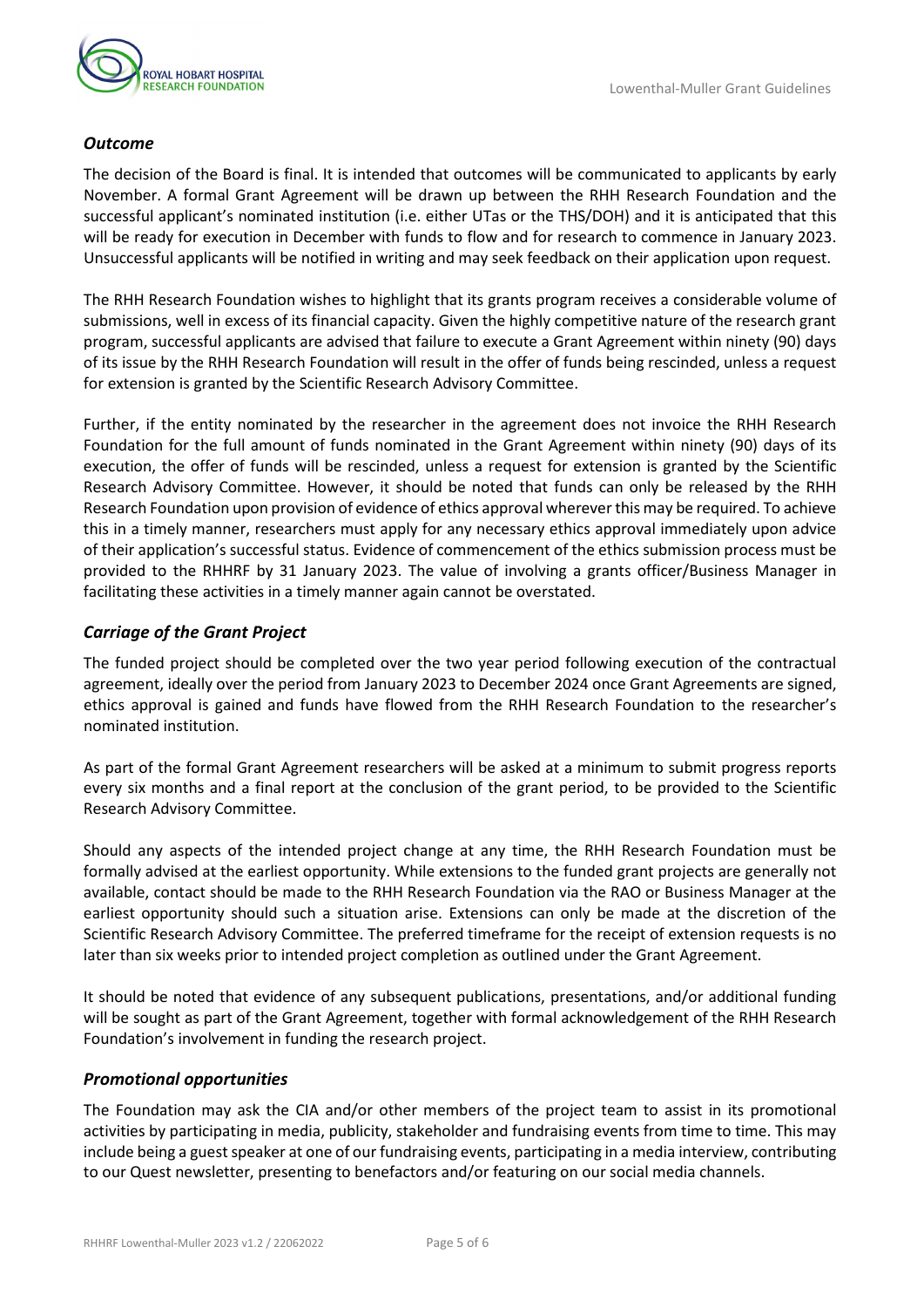### *Outcome*

The decision of the Board is final. It is intended that outcomes will be communicated to applicants by early November. A formal Grant Agreement will be drawn up between the RHH Research Foundation and the successful applicant's nominated institution (i.e. either UTas or the THS/DOH) and it is anticipated that this will be ready for execution in December with funds to flow and for research to commence in January 2023. Unsuccessful applicants will be notified in writing and may seek feedback on their application upon request.

The RHH Research Foundation wishes to highlight that its grants program receives a considerable volume of submissions, well in excess of its financial capacity. Given the highly competitive nature of the research grant program, successful applicants are advised that failure to execute a Grant Agreement within ninety (90) days of its issue by the RHH Research Foundation will result in the offer of funds being rescinded, unless a request for extension is granted by the Scientific Research Advisory Committee.

Further, if the entity nominated by the researcher in the agreement does not invoice the RHH Research Foundation for the full amount of funds nominated in the Grant Agreement within ninety (90) days of its execution, the offer of funds will be rescinded, unless a request for extension is granted by the Scientific Research Advisory Committee. However, it should be noted that funds can only be released by the RHH Research Foundation upon provision of evidence of ethics approval wherever this may be required. To achieve this in a timely manner, researchers must apply for any necessary ethics approval immediately upon advice of their application's successful status. Evidence of commencement of the ethics submission process must be provided to the RHHRF by 31 January 2023. The value of involving a grants officer/Business Manager in facilitating these activities in a timely manner again cannot be overstated.

### *Carriage of the Grant Project*

The funded project should be completed over the two year period following execution of the contractual agreement, ideally over the period from January 2023 to December 2024 once Grant Agreements are signed, ethics approval is gained and funds have flowed from the RHH Research Foundation to the researcher's nominated institution.

As part of the formal Grant Agreement researchers will be asked at a minimum to submit progress reports every six months and a final report at the conclusion of the grant period, to be provided to the Scientific Research Advisory Committee.

Should any aspects of the intended project change at any time, the RHH Research Foundation must be formally advised at the earliest opportunity. While extensions to the funded grant projects are generally not available, contact should be made to the RHH Research Foundation via the RAO or Business Manager at the earliest opportunity should such a situation arise. Extensions can only be made at the discretion of the Scientific Research Advisory Committee. The preferred timeframe for the receipt of extension requests is no later than six weeks prior to intended project completion as outlined under the Grant Agreement.

It should be noted that evidence of any subsequent publications, presentations, and/or additional funding will be sought as part of the Grant Agreement, together with formal acknowledgement of the RHH Research Foundation's involvement in funding the research project.

### *Promotional opportunities*

The Foundation may ask the CIA and/or other members of the project team to assist in its promotional activities by participating in media, publicity, stakeholder and fundraising events from time to time. This may include being a guest speaker at one of our fundraising events, participating in a media interview, contributing to our Quest newsletter, presenting to benefactors and/or featuring on our social media channels.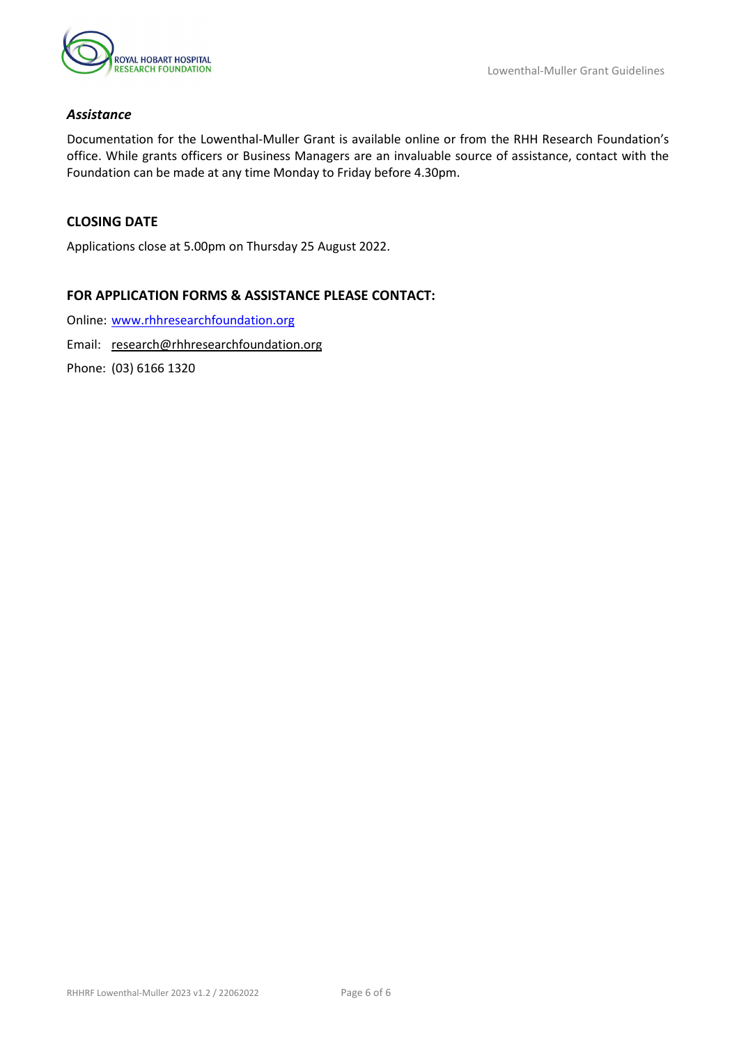### *Assistance*

Documentation for the Lowenthal-Muller Grant is available online or from the RHH Research Foundation's office. While grants officers or Business Managers are an invaluable source of assistance, contact with the Foundation can be made at any time Monday to Friday before 4.30pm.

## CLOSING DATE

Applications close at 5.00pm on Thursday 25 August 2022.

## FOR APPLICATION FORMS & ASSISTANCE PLEASE CONTACT:

Online: [www.rhhresearchfoundation.org](http://www.rhhresearchfoundation.org)

Email: research@rhhresearchfoundation.org

Phone: (03) 6166 1320